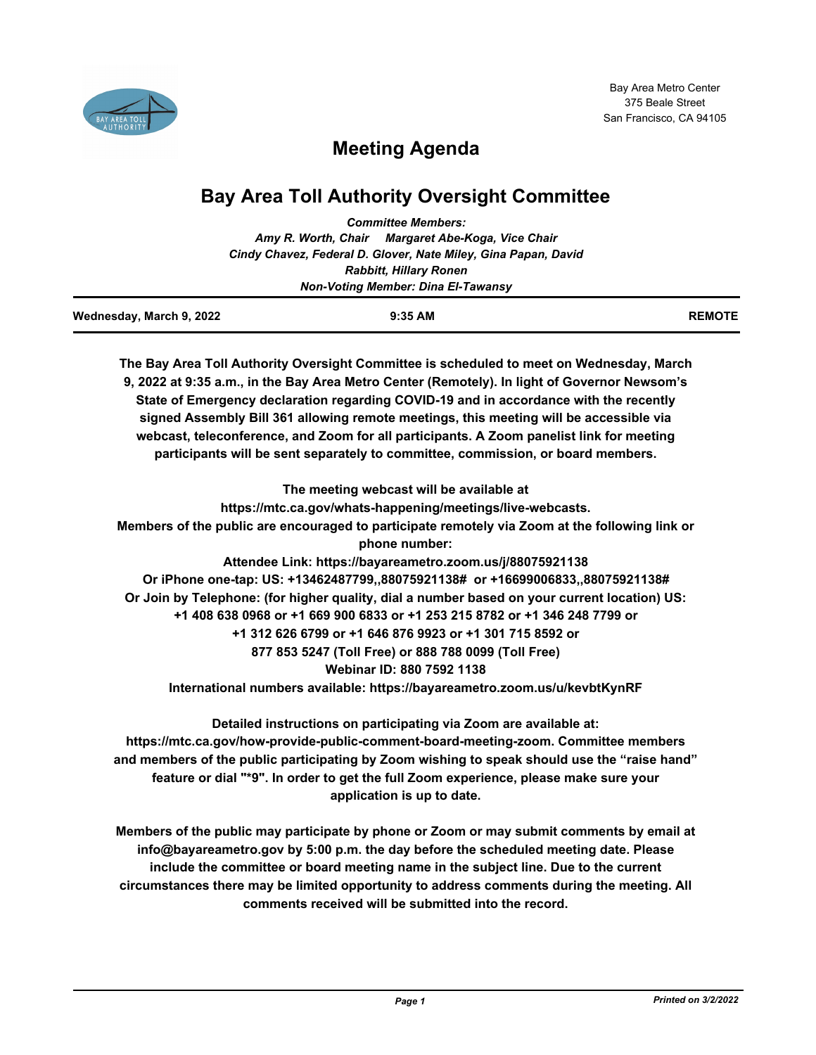Bay Area Metro Center
375 Beale Street
San Francisco, CA 94105

# Meeting Agenda

## Bay Area Toll Authority Oversight Committee

***Committee Members:***
***Amy R. Worth, Chair     Margaret Abe-Koga, Vice Chair***
***Cindy Chavez, Federal D. Glover, Nate Miley, Gina Papan, David Rabbitt, Hillary Ronen***
***Non-Voting Member: Dina El-Tawansy***

| Wednesday, March 9, 2022 | 9:35 AM | REMOTE |
|---|---|---|

**The Bay Area Toll Authority Oversight Committee is scheduled to meet on Wednesday, March 9, 2022 at 9:35 a.m., in the Bay Area Metro Center (Remotely). In light of Governor Newsom's State of Emergency declaration regarding COVID-19 and in accordance with the recently signed Assembly Bill 361 allowing remote meetings, this meeting will be accessible via webcast, teleconference, and Zoom for all participants. A Zoom panelist link for meeting participants will be sent separately to committee, commission, or board members.**

**The meeting webcast will be available at https://mtc.ca.gov/whats-happening/meetings/live-webcasts.**
**Members of the public are encouraged to participate remotely via Zoom at the following link or phone number:**
**Attendee Link: https://bayareametro.zoom.us/j/88075921138**
**Or iPhone one-tap: US: +13462487799,,88075921138# or +16699006833,,88075921138#**
**Or Join by Telephone: (for higher quality, dial a number based on your current location) US: +1 408 638 0968 or +1 669 900 6833 or +1 253 215 8782 or +1 346 248 7799 or +1 312 626 6799 or +1 646 876 9923 or +1 301 715 8592 or 877 853 5247 (Toll Free) or 888 788 0099 (Toll Free)**
**Webinar ID: 880 7592 1138**
**International numbers available: https://bayareametro.zoom.us/u/kevbtKynRF**

**Detailed instructions on participating via Zoom are available at: https://mtc.ca.gov/how-provide-public-comment-board-meeting-zoom. Committee members and members of the public participating by Zoom wishing to speak should use the "raise hand" feature or dial "*9". In order to get the full Zoom experience, please make sure your application is up to date.**

**Members of the public may participate by phone or Zoom or may submit comments by email at info@bayareametro.gov by 5:00 p.m. the day before the scheduled meeting date. Please include the committee or board meeting name in the subject line. Due to the current circumstances there may be limited opportunity to address comments during the meeting. All comments received will be submitted into the record.**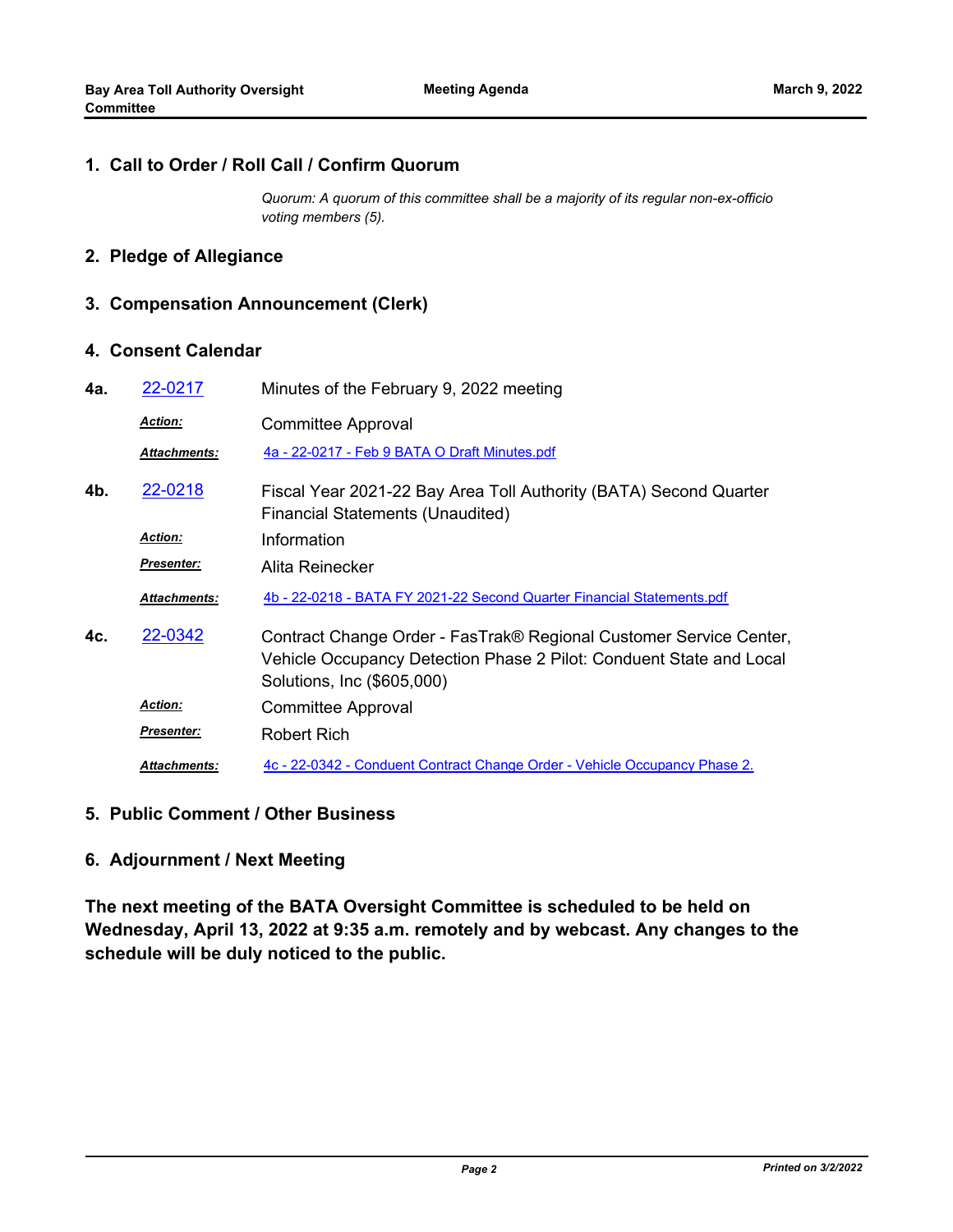## 1. Call to Order / Roll Call / Confirm Quorum

*Quorum: A quorum of this committee shall be a majority of its regular non-ex-officio voting members (5).*

## 2. Pledge of Allegiance

## 3. Compensation Announcement (Clerk)

## 4. Consent Calendar

**4a.** 22-0217 — Minutes of the February 9, 2022 meeting

***Action:*** Committee Approval

***Attachments:*** 4a - 22-0217 - Feb 9 BATA O Draft Minutes.pdf

**4b.** 22-0218 — Fiscal Year 2021-22 Bay Area Toll Authority (BATA) Second Quarter Financial Statements (Unaudited)

***Action:*** Information

***Presenter:*** Alita Reinecker

***Attachments:*** 4b - 22-0218 - BATA FY 2021-22 Second Quarter Financial Statements.pdf

**4c.** 22-0342 — Contract Change Order - FasTrak® Regional Customer Service Center, Vehicle Occupancy Detection Phase 2 Pilot: Conduent State and Local Solutions, Inc ($605,000)

***Action:*** Committee Approval

***Presenter:*** Robert Rich

***Attachments:*** 4c - 22-0342 - Conduent Contract Change Order - Vehicle Occupancy Phase 2.

## 5. Public Comment / Other Business

## 6. Adjournment / Next Meeting

**The next meeting of the BATA Oversight Committee is scheduled to be held on Wednesday, April 13, 2022 at 9:35 a.m. remotely and by webcast. Any changes to the schedule will be duly noticed to the public.**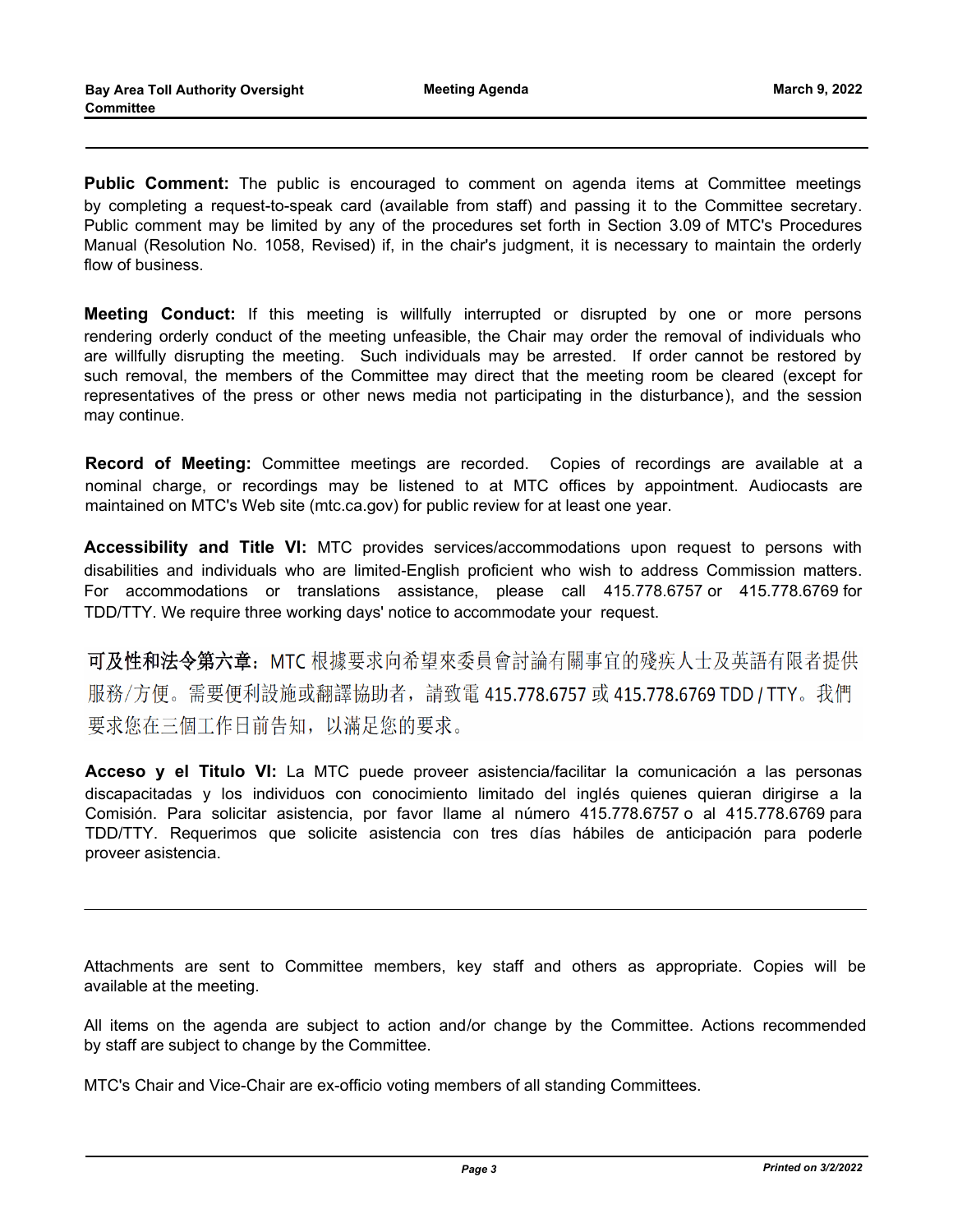**Public Comment:** The public is encouraged to comment on agenda items at Committee meetings by completing a request-to-speak card (available from staff) and passing it to the Committee secretary. Public comment may be limited by any of the procedures set forth in Section 3.09 of MTC's Procedures Manual (Resolution No. 1058, Revised) if, in the chair's judgment, it is necessary to maintain the orderly flow of business.

**Meeting Conduct:** If this meeting is willfully interrupted or disrupted by one or more persons rendering orderly conduct of the meeting unfeasible, the Chair may order the removal of individuals who are willfully disrupting the meeting. Such individuals may be arrested. If order cannot be restored by such removal, the members of the Committee may direct that the meeting room be cleared (except for representatives of the press or other news media not participating in the disturbance), and the session may continue.

**Record of Meeting:** Committee meetings are recorded. Copies of recordings are available at a nominal charge, or recordings may be listened to at MTC offices by appointment. Audiocasts are maintained on MTC's Web site (mtc.ca.gov) for public review for at least one year.

**Accessibility and Title VI:** MTC provides services/accommodations upon request to persons with disabilities and individuals who are limited-English proficient who wish to address Commission matters. For accommodations or translations assistance, please call 415.778.6757 or 415.778.6769 for TDD/TTY. We require three working days' notice to accommodate your request.

**可及性和法令第六章**：MTC 根據要求向希望來委員會討論有關事宜的殘疾人士及英語有限者提供服務/方便。需要便利設施或翻譯協助者，請致電 415.778.6757 或 415.778.6769 TDD / TTY。我們要求您在三個工作日前告知，以滿足您的要求。

**Acceso y el Titulo VI:** La MTC puede proveer asistencia/facilitar la comunicación a las personas discapacitadas y los individuos con conocimiento limitado del inglés quienes quieran dirigirse a la Comisión. Para solicitar asistencia, por favor llame al número 415.778.6757 o al 415.778.6769 para TDD/TTY. Requerimos que solicite asistencia con tres días hábiles de anticipación para poderle proveer asistencia.

---

Attachments are sent to Committee members, key staff and others as appropriate. Copies will be available at the meeting.

All items on the agenda are subject to action and/or change by the Committee. Actions recommended by staff are subject to change by the Committee.

MTC's Chair and Vice-Chair are ex-officio voting members of all standing Committees.